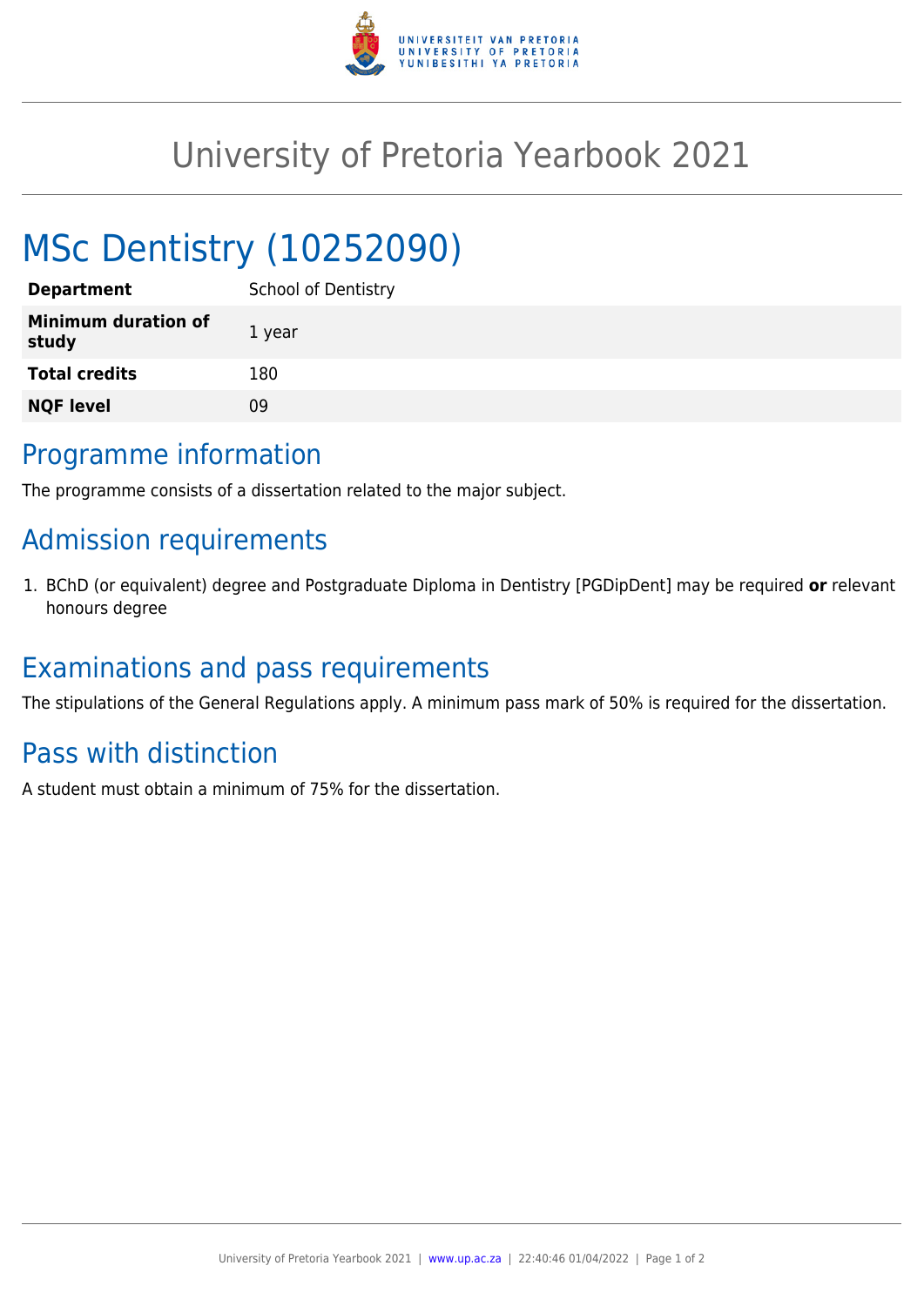# University of Pretoria Yearbook 2021

# MSc Dentistry (10252090)

| | |
|---|---|
| **Department** | School of Dentistry |
| **Minimum duration of study** | 1 year |
| **Total credits** | 180 |
| **NQF level** | 09 |

## Programme information

The programme consists of a dissertation related to the major subject.

## Admission requirements

1. BChD (or equivalent) degree and Postgraduate Diploma in Dentistry [PGDipDent] may be required **or** relevant honours degree

## Examinations and pass requirements

The stipulations of the General Regulations apply. A minimum pass mark of 50% is required for the dissertation.

## Pass with distinction

A student must obtain a minimum of 75% for the dissertation.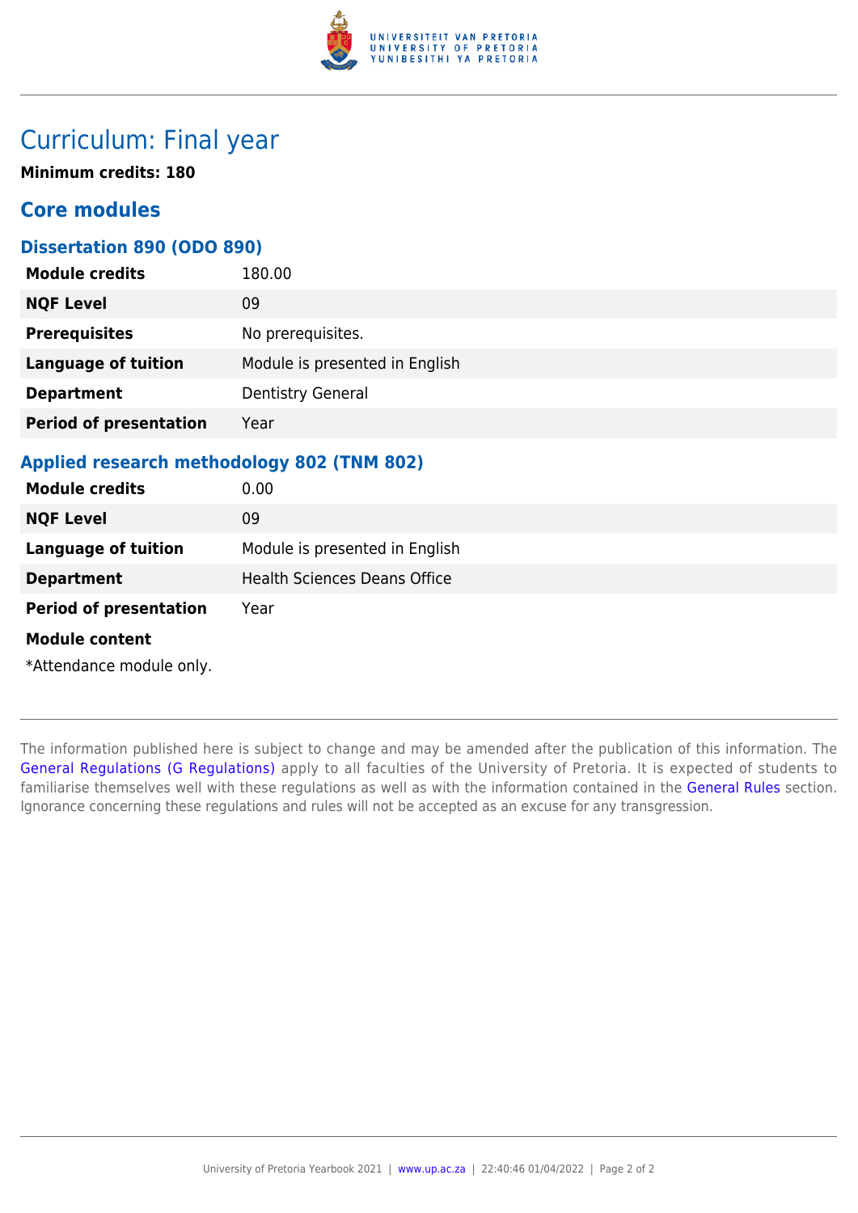# Curriculum: Final year

**Minimum credits: 180**

## Core modules

### Dissertation 890 (ODO 890)

| | |
|---|---|
| **Module credits** | 180.00 |
| **NQF Level** | 09 |
| **Prerequisites** | No prerequisites. |
| **Language of tuition** | Module is presented in English |
| **Department** | Dentistry General |
| **Period of presentation** | Year |

### Applied research methodology 802 (TNM 802)

| | |
|---|---|
| **Module credits** | 0.00 |
| **NQF Level** | 09 |
| **Language of tuition** | Module is presented in English |
| **Department** | Health Sciences Deans Office |
| **Period of presentation** | Year |

**Module content**

*Attendance module only.

The information published here is subject to change and may be amended after the publication of this information. The General Regulations (G Regulations) apply to all faculties of the University of Pretoria. It is expected of students to familiarise themselves well with these regulations as well as with the information contained in the General Rules section. Ignorance concerning these regulations and rules will not be accepted as an excuse for any transgression.